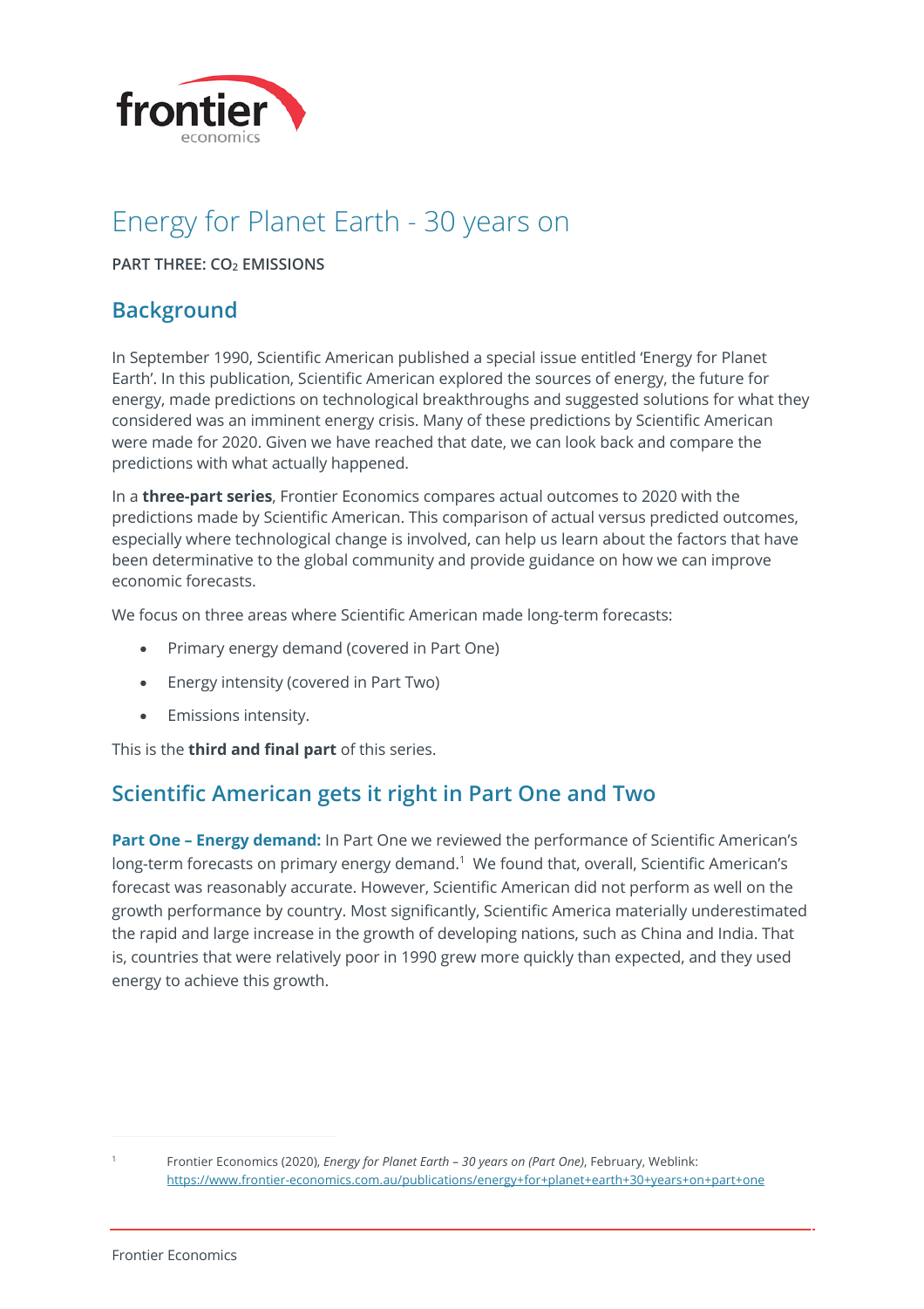# Energy for Planet Earth - 30 years on

**PART THREE: $CO_2$ EMISSIONS**

## Background

In September 1990, Scientific American published a special issue entitled 'Energy for Planet Earth'. In this publication, Scientific American explored the sources of energy, the future for energy, made predictions on technological breakthroughs and suggested solutions for what they considered was an imminent energy crisis. Many of these predictions by Scientific American were made for 2020. Given we have reached that date, we can look back and compare the predictions with what actually happened.

In a **three-part series**, Frontier Economics compares actual outcomes to 2020 with the predictions made by Scientific American. This comparison of actual versus predicted outcomes, especially where technological change is involved, can help us learn about the factors that have been determinative to the global community and provide guidance on how we can improve economic forecasts.

We focus on three areas where Scientific American made long-term forecasts:

- Primary energy demand (covered in Part One)
- Energy intensity (covered in Part Two)
- Emissions intensity.

This is the **third and final part** of this series.

## Scientific American gets it right in Part One and Two

**Part One – Energy demand:** In Part One we reviewed the performance of Scientific American's long-term forecasts on primary energy demand.[1] We found that, overall, Scientific American's forecast was reasonably accurate. However, Scientific American did not perform as well on the growth performance by country. Most significantly, Scientific America materially underestimated the rapid and large increase in the growth of developing nations, such as China and India. That is, countries that were relatively poor in 1990 grew more quickly than expected, and they used energy to achieve this growth.

[1] Frontier Economics (2020), *Energy for Planet Earth – 30 years on (Part One)*, February, Weblink: https://www.frontier-economics.com.au/publications/energy+for+planet+earth+30+years+on+part+one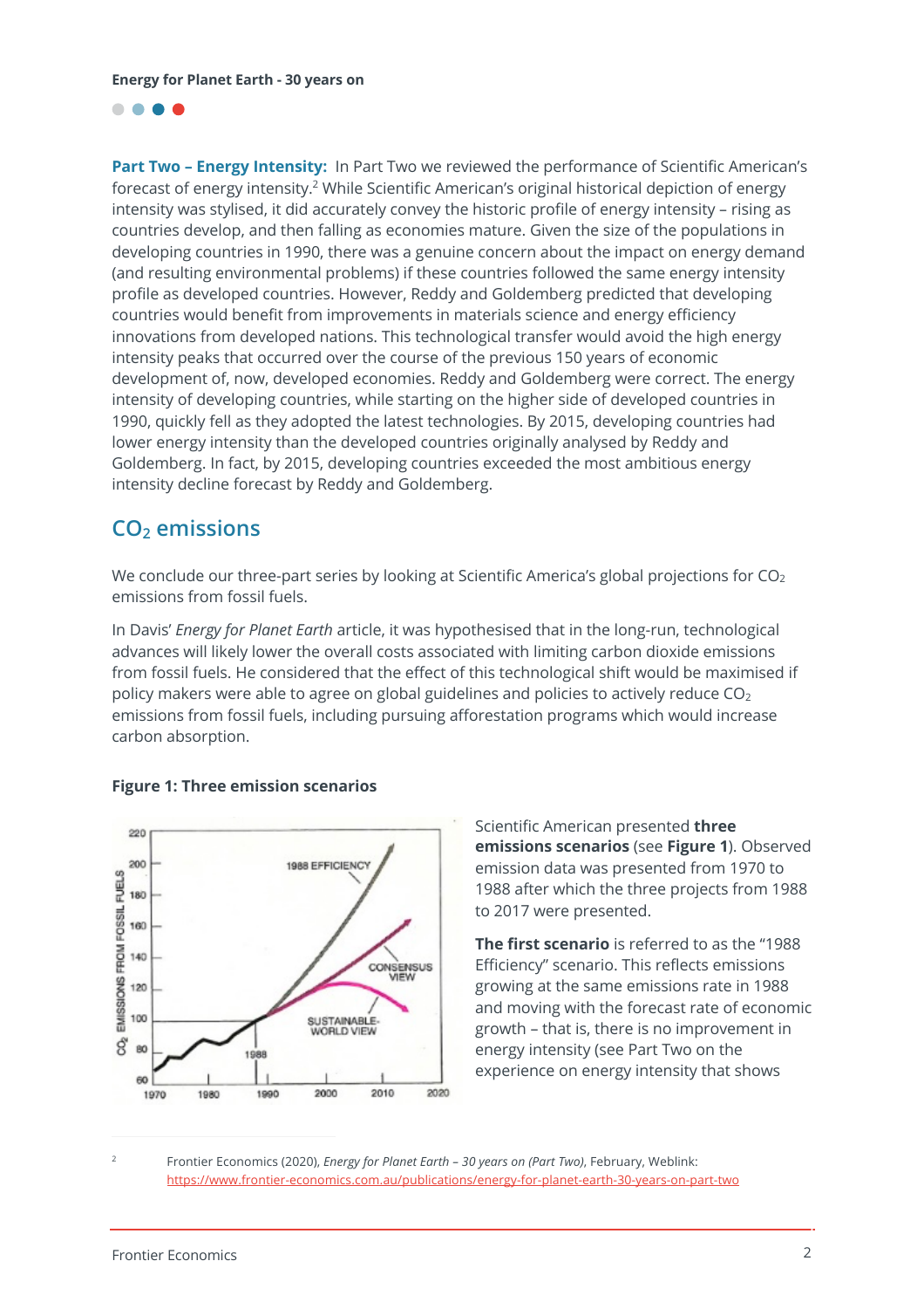**Part Two – Energy Intensity:** In Part Two we reviewed the performance of Scientific American's forecast of energy intensity.[2] While Scientific American's original historical depiction of energy intensity was stylised, it did accurately convey the historic profile of energy intensity – rising as countries develop, and then falling as economies mature. Given the size of the populations in developing countries in 1990, there was a genuine concern about the impact on energy demand (and resulting environmental problems) if these countries followed the same energy intensity profile as developed countries. However, Reddy and Goldemberg predicted that developing countries would benefit from improvements in materials science and energy efficiency innovations from developed nations. This technological transfer would avoid the high energy intensity peaks that occurred over the course of the previous 150 years of economic development of, now, developed economies. Reddy and Goldemberg were correct. The energy intensity of developing countries, while starting on the higher side of developed countries in 1990, quickly fell as they adopted the latest technologies. By 2015, developing countries had lower energy intensity than the developed countries originally analysed by Reddy and Goldemberg. In fact, by 2015, developing countries exceeded the most ambitious energy intensity decline forecast by Reddy and Goldemberg.

## $CO_2$ emissions

We conclude our three-part series by looking at Scientific America's global projections for $CO_2$ emissions from fossil fuels.

In Davis' *Energy for Planet Earth* article, it was hypothesised that in the long-run, technological advances will likely lower the overall costs associated with limiting carbon dioxide emissions from fossil fuels. He considered that the effect of this technological shift would be maximised if policy makers were able to agree on global guidelines and policies to actively reduce $CO_2$ emissions from fossil fuels, including pursuing afforestation programs which would increase carbon absorption.

**Figure 1: Three emission scenarios**

Scientific American presented **three emissions scenarios** (see **Figure 1**). Observed emission data was presented from 1970 to 1988 after which the three projects from 1988 to 2017 were presented.

**The first scenario** is referred to as the "1988 Efficiency" scenario. This reflects emissions growing at the same emissions rate in 1988 and moving with the forecast rate of economic growth – that is, there is no improvement in energy intensity (see Part Two on the experience on energy intensity that shows

[2] Frontier Economics (2020), *Energy for Planet Earth – 30 years on (Part Two)*, February, Weblink: https://www.frontier-economics.com.au/publications/energy-for-planet-earth-30-years-on-part-two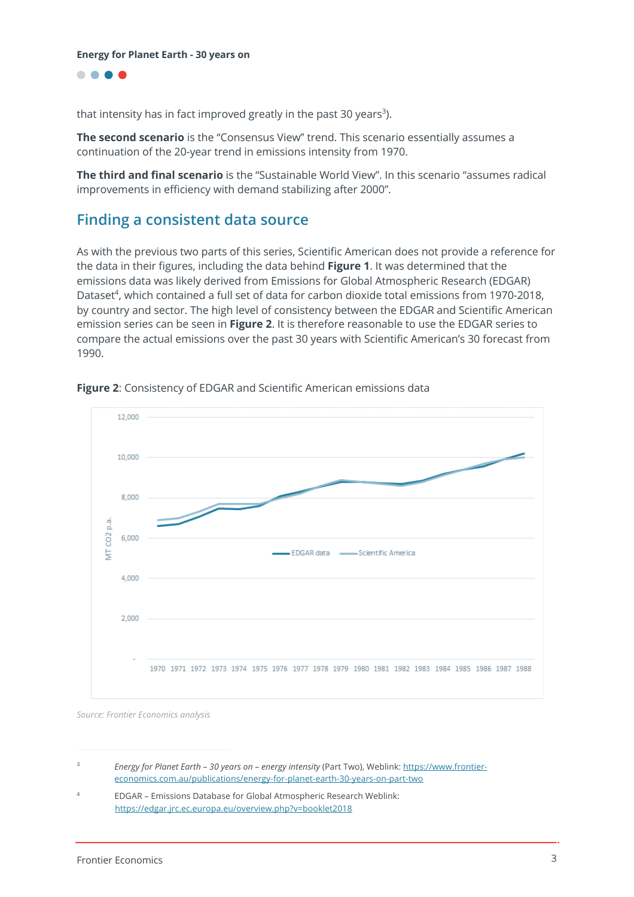that intensity has in fact improved greatly in the past 30 years[3]).

**The second scenario** is the "Consensus View" trend. This scenario essentially assumes a continuation of the 20-year trend in emissions intensity from 1970.

**The third and final scenario** is the "Sustainable World View". In this scenario "assumes radical improvements in efficiency with demand stabilizing after 2000".

## Finding a consistent data source

As with the previous two parts of this series, Scientific American does not provide a reference for the data in their figures, including the data behind **Figure 1**. It was determined that the emissions data was likely derived from Emissions for Global Atmospheric Research (EDGAR) Dataset[4], which contained a full set of data for carbon dioxide total emissions from 1970-2018, by country and sector. The high level of consistency between the EDGAR and Scientific American emission series can be seen in **Figure 2**. It is therefore reasonable to use the EDGAR series to compare the actual emissions over the past 30 years with Scientific American's 30 forecast from 1990.

**Figure 2**: Consistency of EDGAR and Scientific American emissions data

*Source: Frontier Economics analysis*

---

[3] *Energy for Planet Earth – 30 years on – energy intensity* (Part Two), Weblink: https://www.frontier-economics.com.au/publications/energy-for-planet-earth-30-years-on-part-two

[4] EDGAR – Emissions Database for Global Atmospheric Research Weblink: https://edgar.jrc.ec.europa.eu/overview.php?v=booklet2018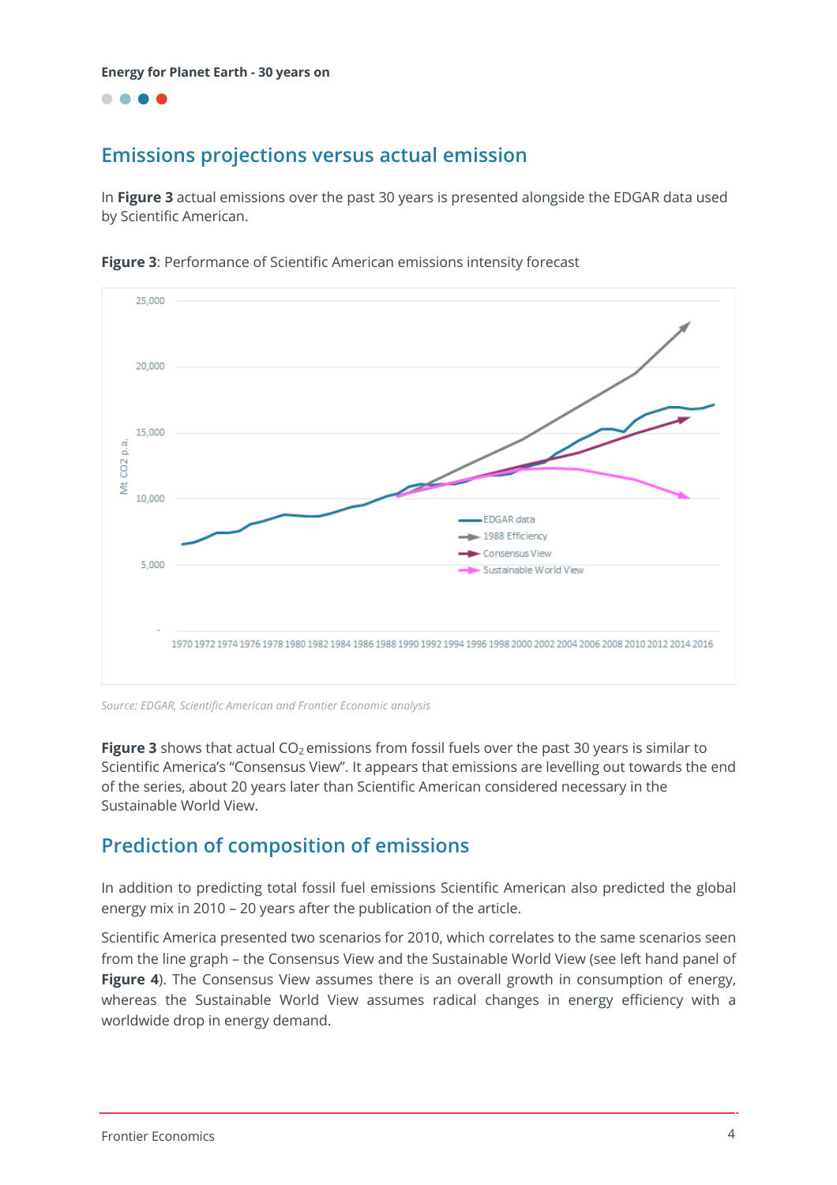## Emissions projections versus actual emission

In **Figure 3** actual emissions over the past 30 years is presented alongside the EDGAR data used by Scientific American.

**Figure 3**: Performance of Scientific American emissions intensity forecast

*Source: EDGAR, Scientific American and Frontier Economic analysis*

**Figure 3** shows that actual $CO_2$ emissions from fossil fuels over the past 30 years is similar to Scientific America's "Consensus View". It appears that emissions are levelling out towards the end of the series, about 20 years later than Scientific American considered necessary in the Sustainable World View.

## Prediction of composition of emissions

In addition to predicting total fossil fuel emissions Scientific American also predicted the global energy mix in 2010 – 20 years after the publication of the article.

Scientific America presented two scenarios for 2010, which correlates to the same scenarios seen from the line graph – the Consensus View and the Sustainable World View (see left hand panel of **Figure 4**). The Consensus View assumes there is an overall growth in consumption of energy, whereas the Sustainable World View assumes radical changes in energy efficiency with a worldwide drop in energy demand.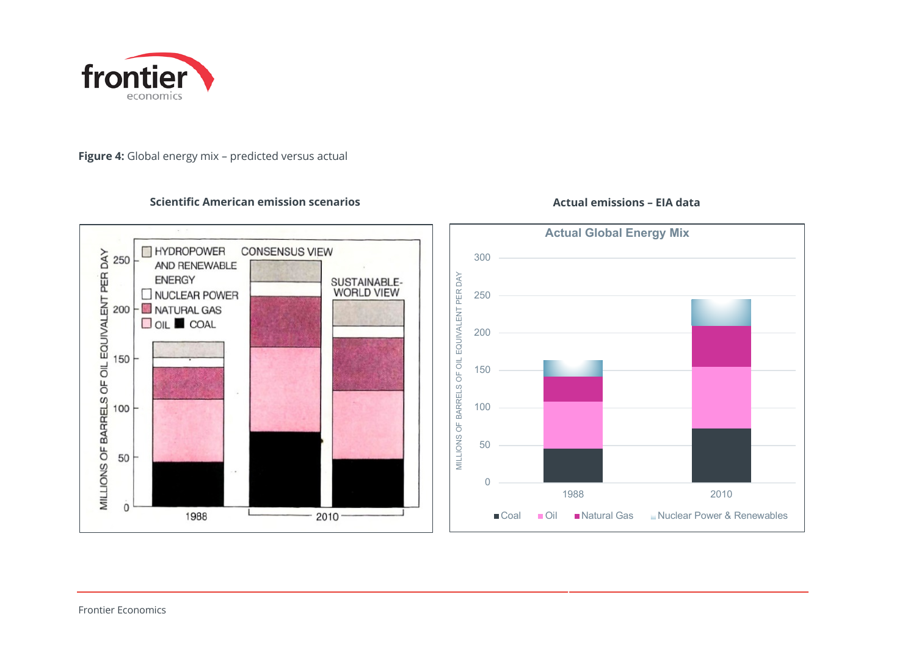**Figure 4:** Global energy mix – predicted versus actual

**Scientific American emission scenarios**

**Actual emissions – EIA data**

Frontier Economics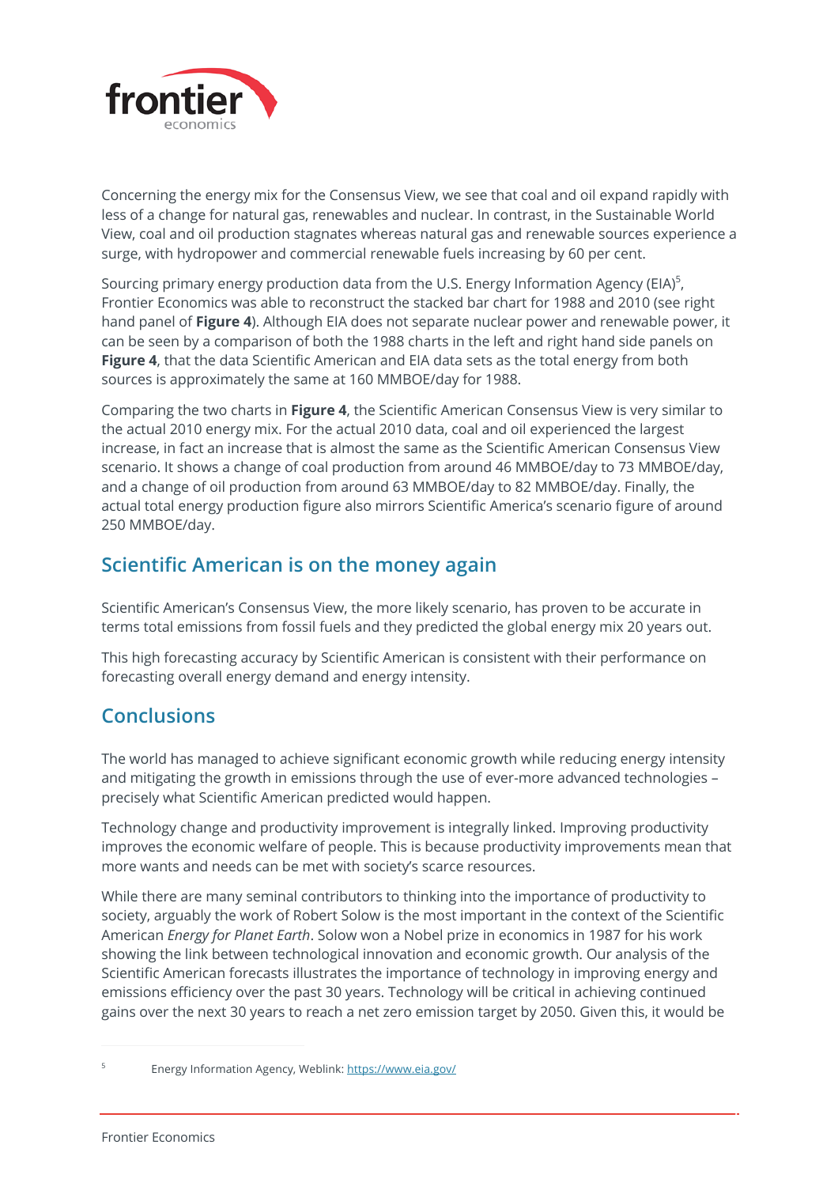Concerning the energy mix for the Consensus View, we see that coal and oil expand rapidly with less of a change for natural gas, renewables and nuclear. In contrast, in the Sustainable World View, coal and oil production stagnates whereas natural gas and renewable sources experience a surge, with hydropower and commercial renewable fuels increasing by 60 per cent.

Sourcing primary energy production data from the U.S. Energy Information Agency (EIA)[5], Frontier Economics was able to reconstruct the stacked bar chart for 1988 and 2010 (see right hand panel of **Figure 4**). Although EIA does not separate nuclear power and renewable power, it can be seen by a comparison of both the 1988 charts in the left and right hand side panels on **Figure 4**, that the data Scientific American and EIA data sets as the total energy from both sources is approximately the same at 160 MMBOE/day for 1988.

Comparing the two charts in **Figure 4**, the Scientific American Consensus View is very similar to the actual 2010 energy mix. For the actual 2010 data, coal and oil experienced the largest increase, in fact an increase that is almost the same as the Scientific American Consensus View scenario. It shows a change of coal production from around 46 MMBOE/day to 73 MMBOE/day, and a change of oil production from around 63 MMBOE/day to 82 MMBOE/day. Finally, the actual total energy production figure also mirrors Scientific America's scenario figure of around 250 MMBOE/day.

## Scientific American is on the money again

Scientific American's Consensus View, the more likely scenario, has proven to be accurate in terms total emissions from fossil fuels and they predicted the global energy mix 20 years out.

This high forecasting accuracy by Scientific American is consistent with their performance on forecasting overall energy demand and energy intensity.

## Conclusions

The world has managed to achieve significant economic growth while reducing energy intensity and mitigating the growth in emissions through the use of ever-more advanced technologies – precisely what Scientific American predicted would happen.

Technology change and productivity improvement is integrally linked. Improving productivity improves the economic welfare of people. This is because productivity improvements mean that more wants and needs can be met with society's scarce resources.

While there are many seminal contributors to thinking into the importance of productivity to society, arguably the work of Robert Solow is the most important in the context of the Scientific American *Energy for Planet Earth*. Solow won a Nobel prize in economics in 1987 for his work showing the link between technological innovation and economic growth. Our analysis of the Scientific American forecasts illustrates the importance of technology in improving energy and emissions efficiency over the past 30 years. Technology will be critical in achieving continued gains over the next 30 years to reach a net zero emission target by 2050. Given this, it would be

[5] Energy Information Agency, Weblink: https://www.eia.gov/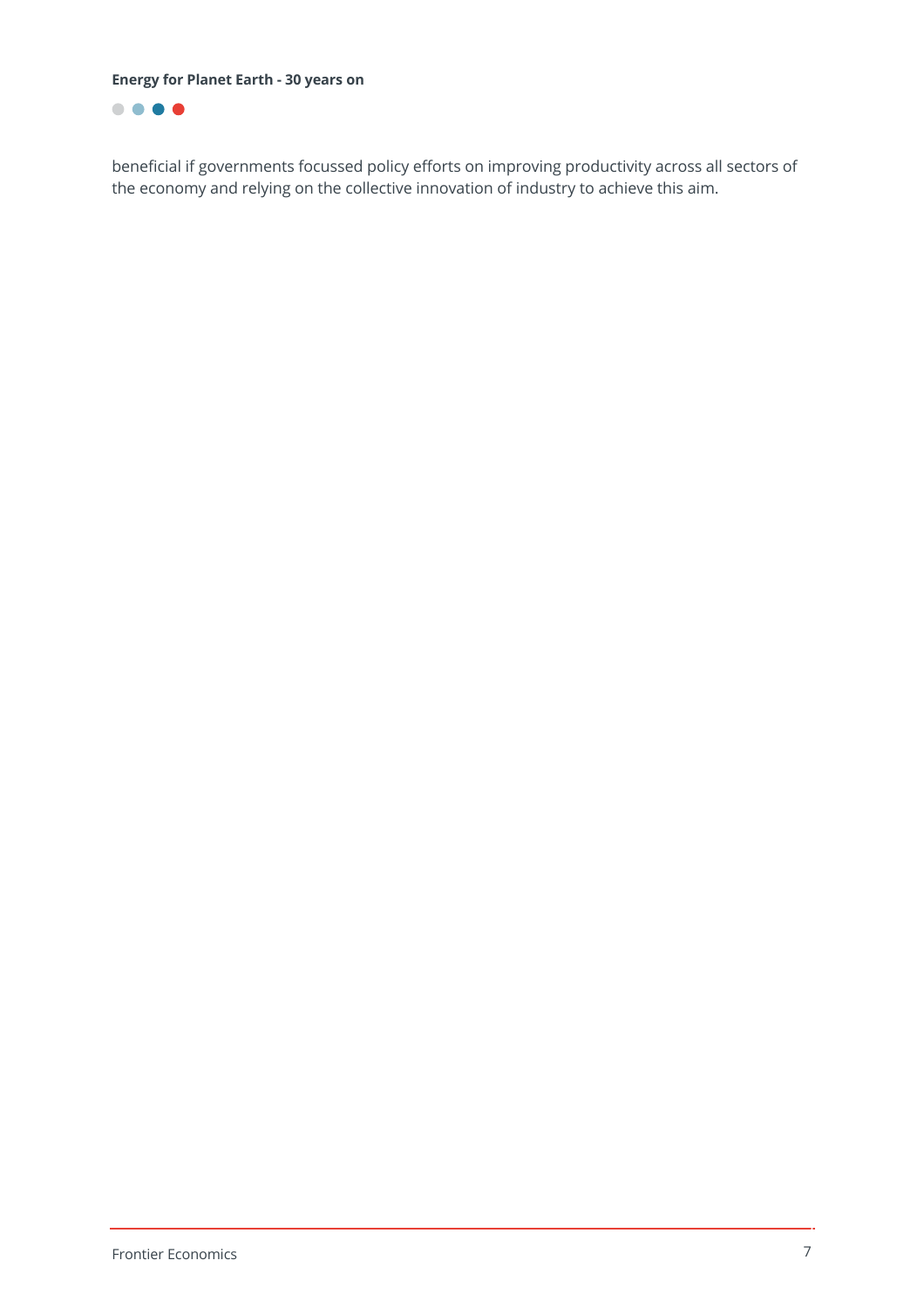beneficial if governments focussed policy efforts on improving productivity across all sectors of the economy and relying on the collective innovation of industry to achieve this aim.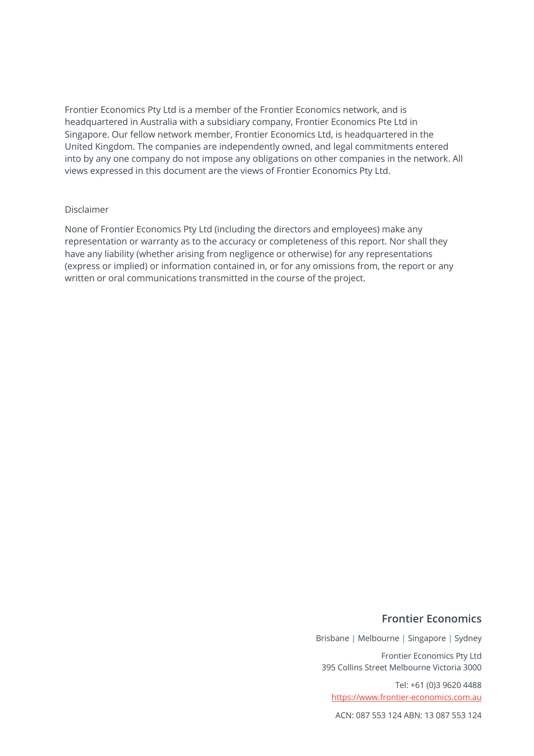Frontier Economics Pty Ltd is a member of the Frontier Economics network, and is headquartered in Australia with a subsidiary company, Frontier Economics Pte Ltd in Singapore. Our fellow network member, Frontier Economics Ltd, is headquartered in the United Kingdom. The companies are independently owned, and legal commitments entered into by any one company do not impose any obligations on other companies in the network. All views expressed in this document are the views of Frontier Economics Pty Ltd.

Disclaimer

None of Frontier Economics Pty Ltd (including the directors and employees) make any representation or warranty as to the accuracy or completeness of this report. Nor shall they have any liability (whether arising from negligence or otherwise) for any representations (express or implied) or information contained in, or for any omissions from, the report or any written or oral communications transmitted in the course of the project.

**Frontier Economics**

Brisbane | Melbourne | Singapore | Sydney

Frontier Economics Pty Ltd
395 Collins Street Melbourne Victoria 3000

Tel: +61 (0)3 9620 4488
https://www.frontier-economics.com.au

ACN: 087 553 124 ABN: 13 087 553 124